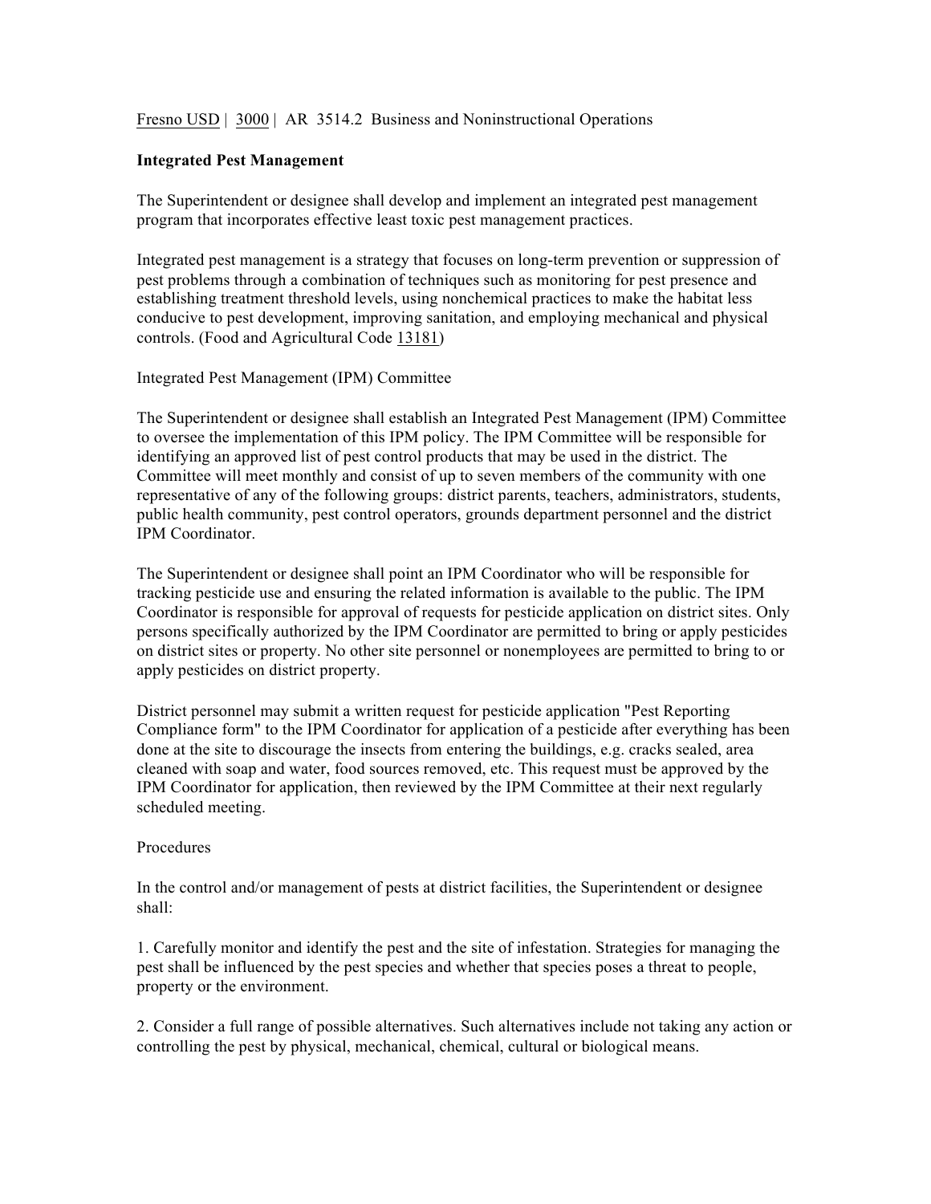Fresno USD | 3000 | AR 3514.2 Business and Noninstructional Operations

**Integrated Pest Management**

The Superintendent or designee shall develop and implement an integrated pest management program that incorporates effective least toxic pest management practices.

Integrated pest management is a strategy that focuses on long-term prevention or suppression of pest problems through a combination of techniques such as monitoring for pest presence and establishing treatment threshold levels, using nonchemical practices to make the habitat less conducive to pest development, improving sanitation, and employing mechanical and physical controls. (Food and Agricultural Code 13181)

Integrated Pest Management (IPM) Committee

The Superintendent or designee shall establish an Integrated Pest Management (IPM) Committee to oversee the implementation of this IPM policy. The IPM Committee will be responsible for identifying an approved list of pest control products that may be used in the district. The Committee will meet monthly and consist of up to seven members of the community with one representative of any of the following groups: district parents, teachers, administrators, students, public health community, pest control operators, grounds department personnel and the district IPM Coordinator.

The Superintendent or designee shall point an IPM Coordinator who will be responsible for tracking pesticide use and ensuring the related information is available to the public. The IPM Coordinator is responsible for approval of requests for pesticide application on district sites. Only persons specifically authorized by the IPM Coordinator are permitted to bring or apply pesticides on district sites or property. No other site personnel or nonemployees are permitted to bring to or apply pesticides on district property.

District personnel may submit a written request for pesticide application "Pest Reporting Compliance form" to the IPM Coordinator for application of a pesticide after everything has been done at the site to discourage the insects from entering the buildings, e.g. cracks sealed, area cleaned with soap and water, food sources removed, etc. This request must be approved by the IPM Coordinator for application, then reviewed by the IPM Committee at their next regularly scheduled meeting.

Procedures

In the control and/or management of pests at district facilities, the Superintendent or designee shall:

1. Carefully monitor and identify the pest and the site of infestation. Strategies for managing the pest shall be influenced by the pest species and whether that species poses a threat to people, property or the environment.

2. Consider a full range of possible alternatives. Such alternatives include not taking any action or controlling the pest by physical, mechanical, chemical, cultural or biological means.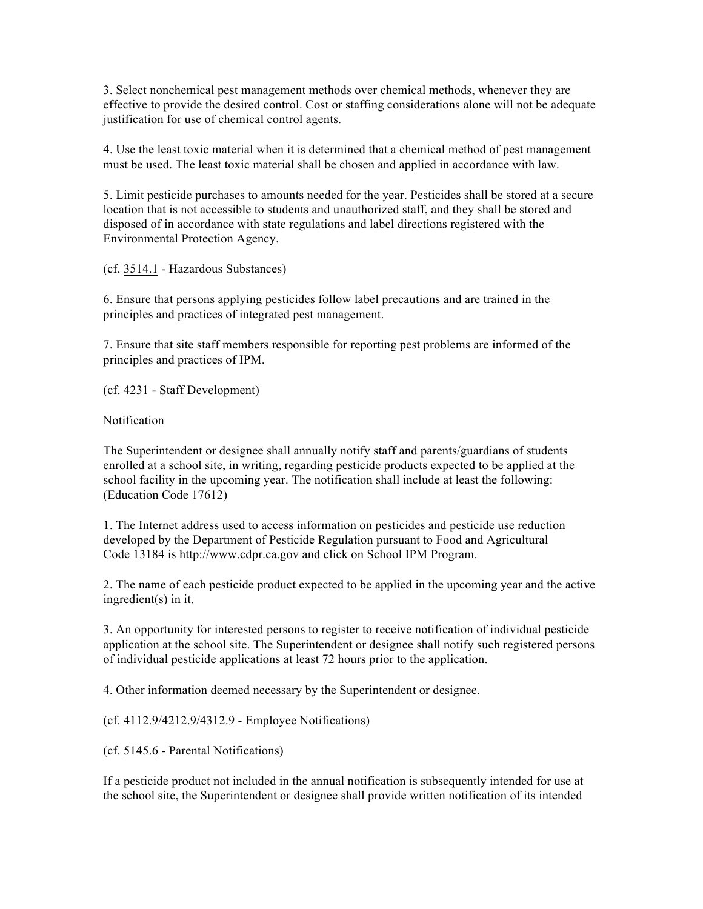3. Select nonchemical pest management methods over chemical methods, whenever they are effective to provide the desired control. Cost or staffing considerations alone will not be adequate justification for use of chemical control agents.

4. Use the least toxic material when it is determined that a chemical method of pest management must be used. The least toxic material shall be chosen and applied in accordance with law.

5. Limit pesticide purchases to amounts needed for the year. Pesticides shall be stored at a secure location that is not accessible to students and unauthorized staff, and they shall be stored and disposed of in accordance with state regulations and label directions registered with the Environmental Protection Agency.

(cf. 3514.1 - Hazardous Substances)

6. Ensure that persons applying pesticides follow label precautions and are trained in the principles and practices of integrated pest management.

7. Ensure that site staff members responsible for reporting pest problems are informed of the principles and practices of IPM.

(cf. 4231 - Staff Development)

Notification

The Superintendent or designee shall annually notify staff and parents/guardians of students enrolled at a school site, in writing, regarding pesticide products expected to be applied at the school facility in the upcoming year. The notification shall include at least the following: (Education Code 17612)

1. The Internet address used to access information on pesticides and pesticide use reduction developed by the Department of Pesticide Regulation pursuant to Food and Agricultural Code 13184 is http://www.cdpr.ca.gov and click on School IPM Program.

2. The name of each pesticide product expected to be applied in the upcoming year and the active ingredient(s) in it.

3. An opportunity for interested persons to register to receive notification of individual pesticide application at the school site. The Superintendent or designee shall notify such registered persons of individual pesticide applications at least 72 hours prior to the application.

4. Other information deemed necessary by the Superintendent or designee.

(cf. 4112.9/4212.9/4312.9 - Employee Notifications)

(cf. 5145.6 - Parental Notifications)

If a pesticide product not included in the annual notification is subsequently intended for use at the school site, the Superintendent or designee shall provide written notification of its intended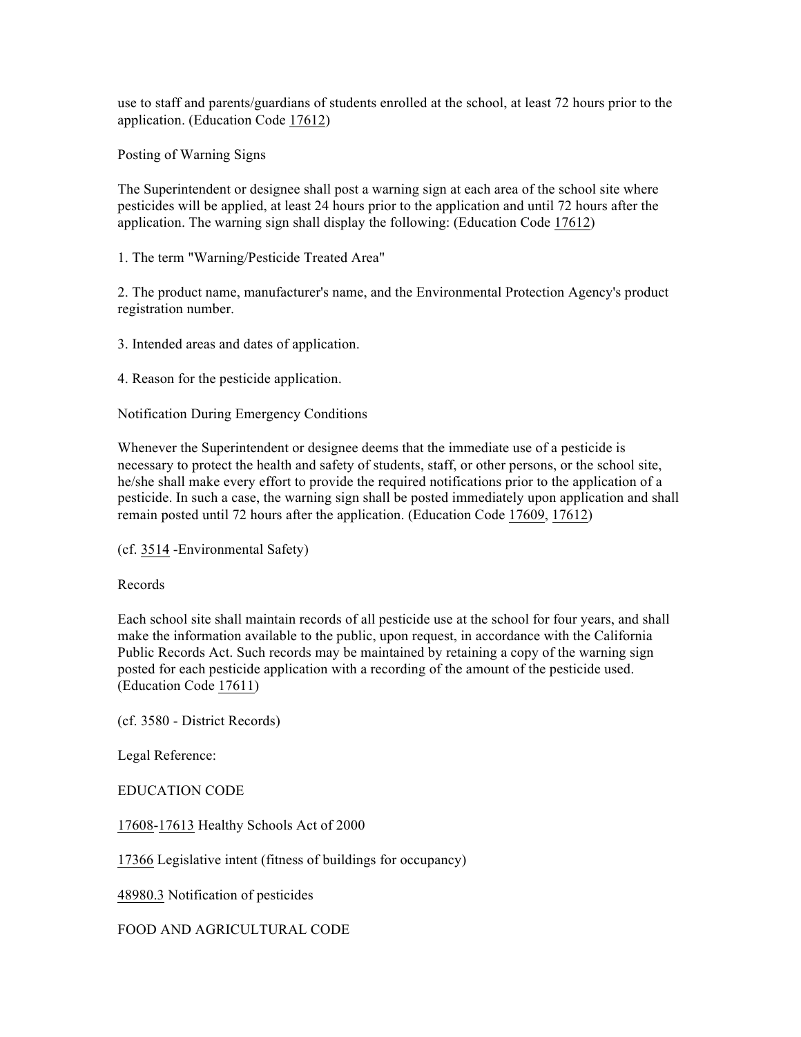use to staff and parents/guardians of students enrolled at the school, at least 72 hours prior to the application. (Education Code 17612)

## Posting of Warning Signs

The Superintendent or designee shall post a warning sign at each area of the school site where pesticides will be applied, at least 24 hours prior to the application and until 72 hours after the application. The warning sign shall display the following: (Education Code 17612)

1. The term "Warning/Pesticide Treated Area"

2. The product name, manufacturer's name, and the Environmental Protection Agency's product registration number.

3. Intended areas and dates of application.

4. Reason for the pesticide application.

## Notification During Emergency Conditions

Whenever the Superintendent or designee deems that the immediate use of a pesticide is necessary to protect the health and safety of students, staff, or other persons, or the school site, he/she shall make every effort to provide the required notifications prior to the application of a pesticide. In such a case, the warning sign shall be posted immediately upon application and shall remain posted until 72 hours after the application. (Education Code 17609, 17612)

(cf. 3514 -Environmental Safety)

## Records

Each school site shall maintain records of all pesticide use at the school for four years, and shall make the information available to the public, upon request, in accordance with the California Public Records Act. Such records may be maintained by retaining a copy of the warning sign posted for each pesticide application with a recording of the amount of the pesticide used. (Education Code 17611)

(cf. 3580 - District Records)

Legal Reference:

EDUCATION CODE

17608-17613 Healthy Schools Act of 2000

17366 Legislative intent (fitness of buildings for occupancy)

48980.3 Notification of pesticides

FOOD AND AGRICULTURAL CODE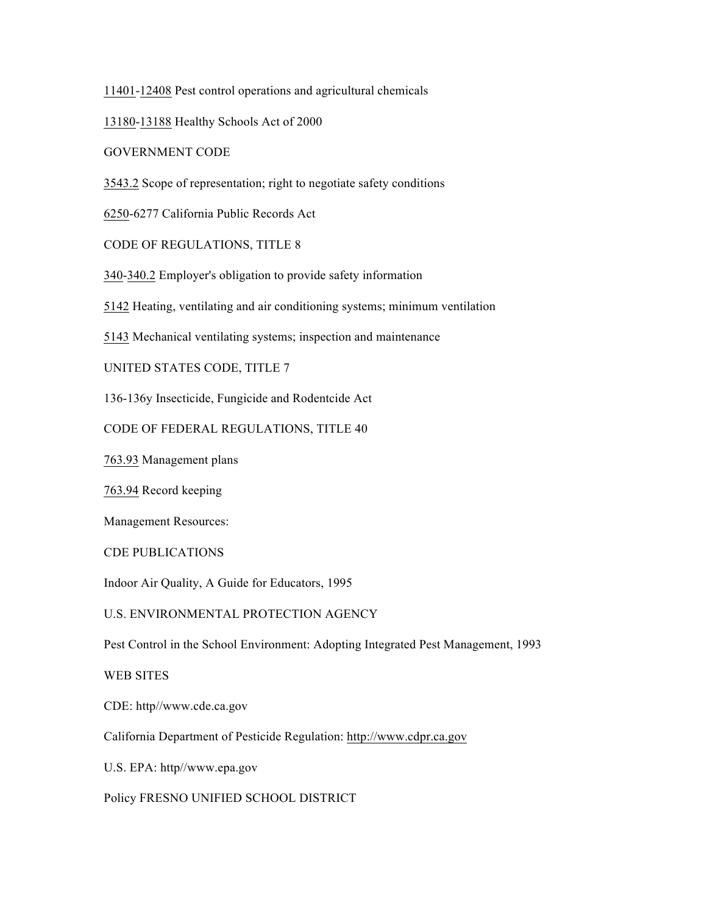11401-12408 Pest control operations and agricultural chemicals

13180-13188 Healthy Schools Act of 2000

GOVERNMENT CODE

3543.2 Scope of representation; right to negotiate safety conditions

6250-6277 California Public Records Act

CODE OF REGULATIONS, TITLE 8

340-340.2 Employer's obligation to provide safety information

5142 Heating, ventilating and air conditioning systems; minimum ventilation

5143 Mechanical ventilating systems; inspection and maintenance

UNITED STATES CODE, TITLE 7

136-136y Insecticide, Fungicide and Rodentcide Act

CODE OF FEDERAL REGULATIONS, TITLE 40

763.93 Management plans

763.94 Record keeping

Management Resources:

CDE PUBLICATIONS

Indoor Air Quality, A Guide for Educators, 1995

U.S. ENVIRONMENTAL PROTECTION AGENCY

Pest Control in the School Environment: Adopting Integrated Pest Management, 1993

WEB SITES

CDE: http//www.cde.ca.gov

California Department of Pesticide Regulation: http://www.cdpr.ca.gov

U.S. EPA: http//www.epa.gov

Policy FRESNO UNIFIED SCHOOL DISTRICT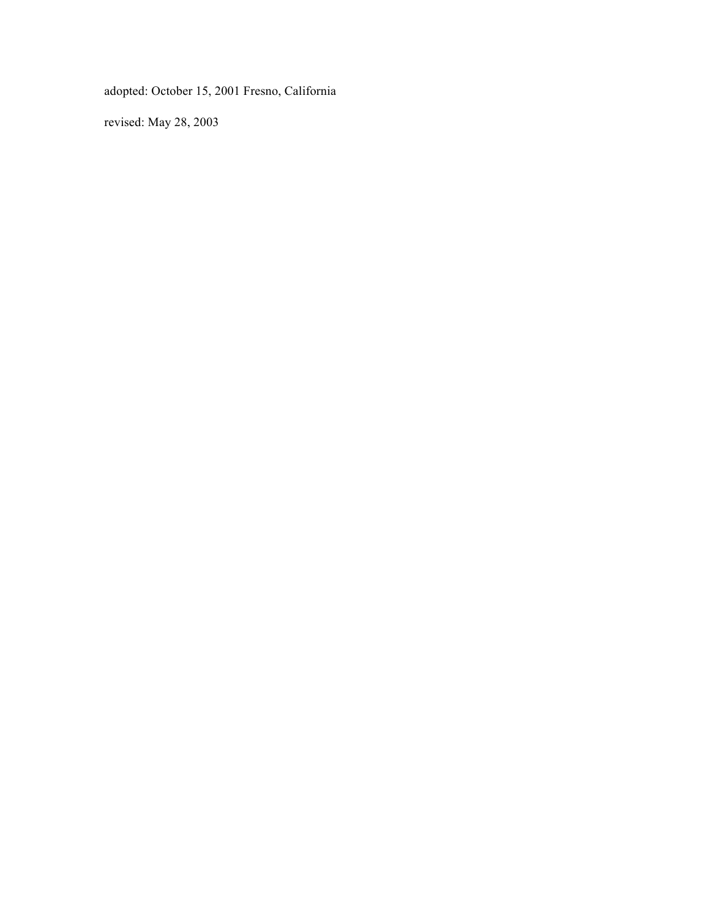adopted: October 15, 2001 Fresno, California

revised: May 28, 2003